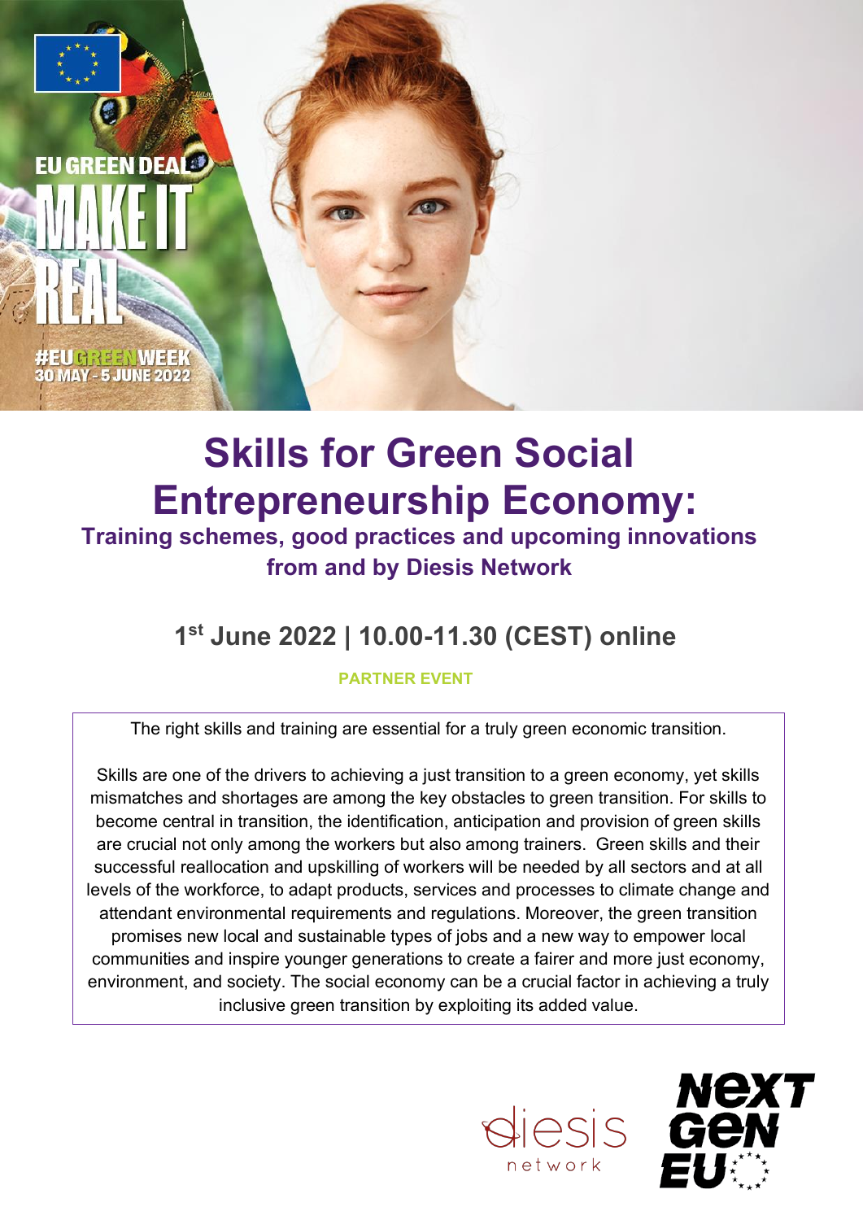EU GREEN DEAL

MAKE IT REAL

#EUGREENWEEK
30 MAY - 5 JUNE 2022

# Skills for Green Social Entrepreneurship Economy:

## Training schemes, good practices and upcoming innovations from and by Diesis Network

## 1st June 2022 | 10.00-11.30 (CEST) online

**PARTNER EVENT**

The right skills and training are essential for a truly green economic transition.

Skills are one of the drivers to achieving a just transition to a green economy, yet skills mismatches and shortages are among the key obstacles to green transition. For skills to become central in transition, the identification, anticipation and provision of green skills are crucial not only among the workers but also among trainers. Green skills and their successful reallocation and upskilling of workers will be needed by all sectors and at all levels of the workforce, to adapt products, services and processes to climate change and attendant environmental requirements and regulations. Moreover, the green transition promises new local and sustainable types of jobs and a new way to empower local communities and inspire younger generations to create a fairer and more just economy, environment, and society. The social economy can be a crucial factor in achieving a truly inclusive green transition by exploiting its added value.

diesis network

NEXT GEN EU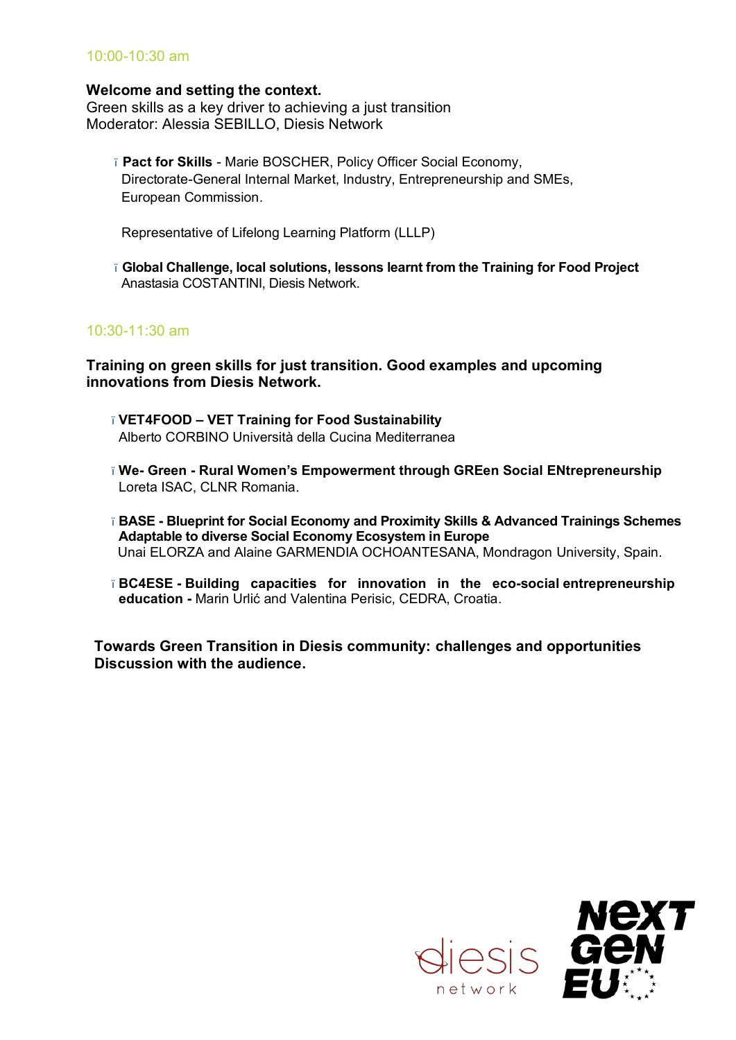10:00-10:30 am

**Welcome and setting the context.**
Green skills as a key driver to achieving a just transition
Moderator: Alessia SEBILLO, Diesis Network

- **Pact for Skills** - Marie BOSCHER, Policy Officer Social Economy, Directorate-General Internal Market, Industry, Entrepreneurship and SMEs, European Commission.

  Representative of Lifelong Learning Platform (LLLP)

- **Global Challenge, local solutions, lessons learnt from the Training for Food Project**
  Anastasia COSTANTINI, Diesis Network.

10:30-11:30 am

**Training on green skills for just transition. Good examples and upcoming innovations from Diesis Network.**

- **VET4FOOD – VET Training for Food Sustainability**
  Alberto CORBINO Università della Cucina Mediterranea

- **We- Green - Rural Women's Empowerment through GREen Social ENtrepreneurship**
  Loreta ISAC, CLNR Romania.

- **BASE - Blueprint for Social Economy and Proximity Skills & Advanced Trainings Schemes Adaptable to diverse Social Economy Ecosystem in Europe**
  Unai ELORZA and Alaine GARMENDIA OCHOANTESANA, Mondragon University, Spain.

- **BC4ESE - Building capacities for innovation in the eco-social entrepreneurship education -** Marin Urlić and Valentina Perisic, CEDRA, Croatia.

**Towards Green Transition in Diesis community: challenges and opportunities**
**Discussion with the audience.**